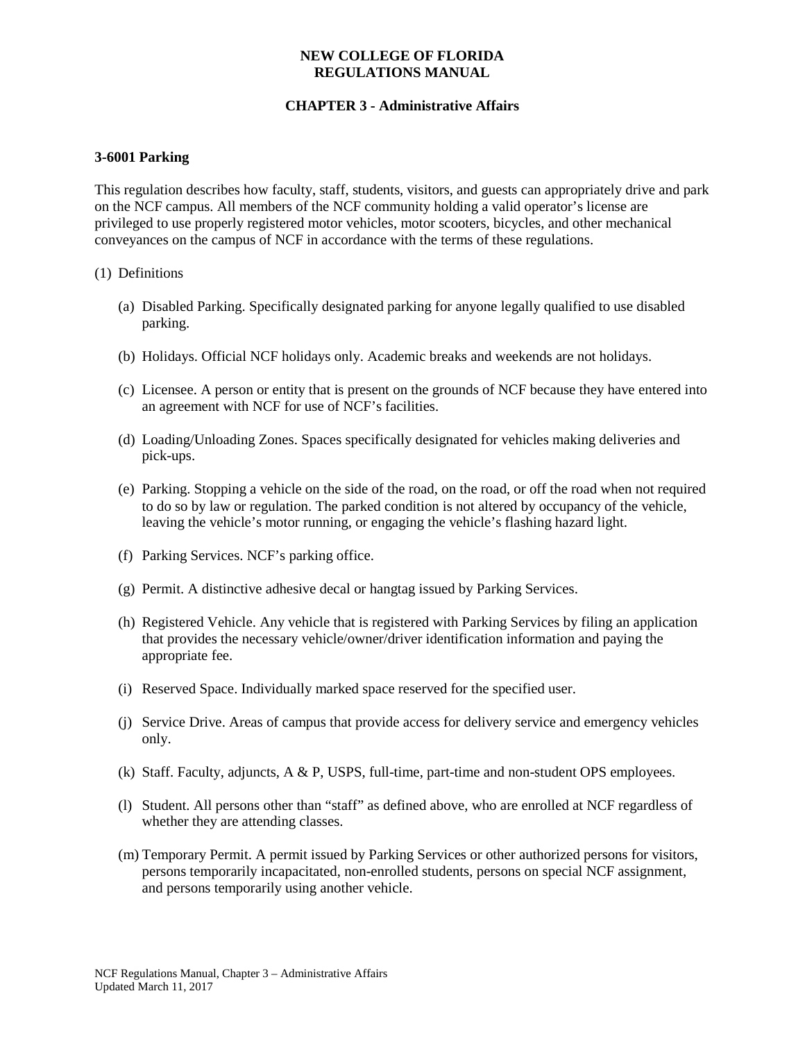# NEW COLLEGE OF FLORIDA
# REGULATIONS MANUAL

## CHAPTER 3 - Administrative Affairs

### 3-6001 Parking

This regulation describes how faculty, staff, students, visitors, and guests can appropriately drive and park on the NCF campus. All members of the NCF community holding a valid operator's license are privileged to use properly registered motor vehicles, motor scooters, bicycles, and other mechanical conveyances on the campus of NCF in accordance with the terms of these regulations.

(1) Definitions

(a) Disabled Parking. Specifically designated parking for anyone legally qualified to use disabled parking.

(b) Holidays. Official NCF holidays only. Academic breaks and weekends are not holidays.

(c) Licensee. A person or entity that is present on the grounds of NCF because they have entered into an agreement with NCF for use of NCF's facilities.

(d) Loading/Unloading Zones. Spaces specifically designated for vehicles making deliveries and pick-ups.

(e) Parking. Stopping a vehicle on the side of the road, on the road, or off the road when not required to do so by law or regulation. The parked condition is not altered by occupancy of the vehicle, leaving the vehicle's motor running, or engaging the vehicle's flashing hazard light.

(f) Parking Services. NCF's parking office.

(g) Permit. A distinctive adhesive decal or hangtag issued by Parking Services.

(h) Registered Vehicle. Any vehicle that is registered with Parking Services by filing an application that provides the necessary vehicle/owner/driver identification information and paying the appropriate fee.

(i) Reserved Space. Individually marked space reserved for the specified user.

(j) Service Drive. Areas of campus that provide access for delivery service and emergency vehicles only.

(k) Staff. Faculty, adjuncts, A & P, USPS, full-time, part-time and non-student OPS employees.

(l) Student. All persons other than "staff" as defined above, who are enrolled at NCF regardless of whether they are attending classes.

(m) Temporary Permit. A permit issued by Parking Services or other authorized persons for visitors, persons temporarily incapacitated, non-enrolled students, persons on special NCF assignment, and persons temporarily using another vehicle.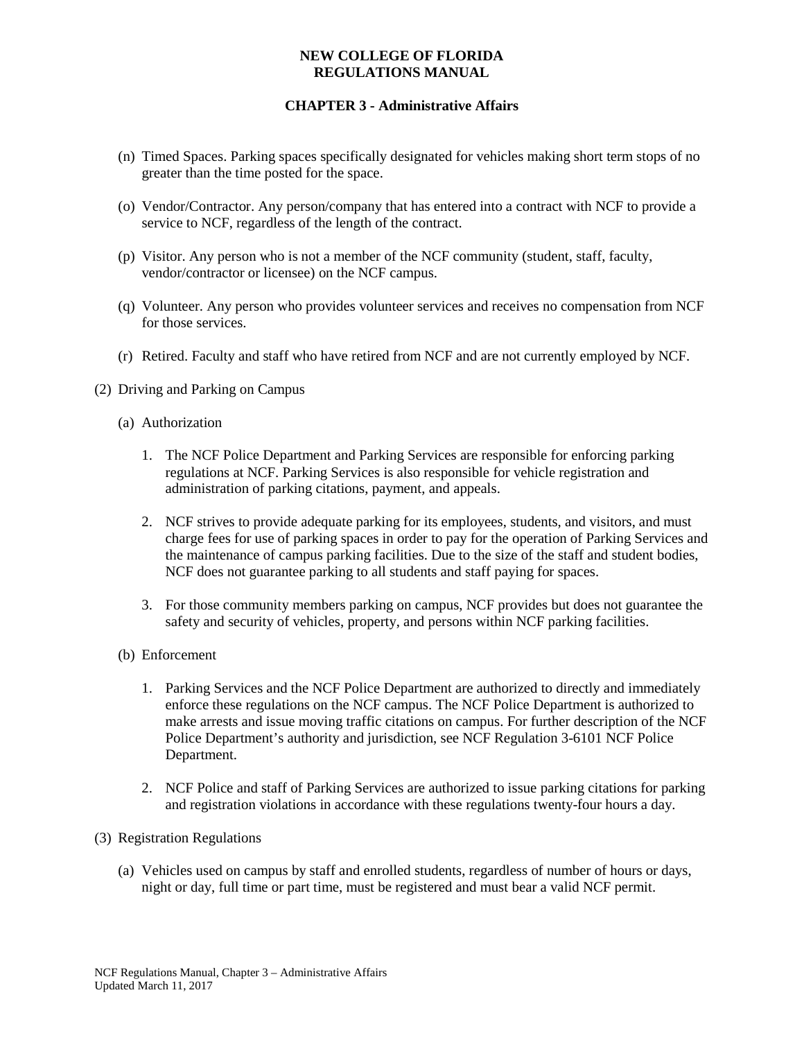(n) Timed Spaces. Parking spaces specifically designated for vehicles making short term stops of no greater than the time posted for the space.

(o) Vendor/Contractor. Any person/company that has entered into a contract with NCF to provide a service to NCF, regardless of the length of the contract.

(p) Visitor. Any person who is not a member of the NCF community (student, staff, faculty, vendor/contractor or licensee) on the NCF campus.

(q) Volunteer. Any person who provides volunteer services and receives no compensation from NCF for those services.

(r) Retired. Faculty and staff who have retired from NCF and are not currently employed by NCF.

(2) Driving and Parking on Campus

(a) Authorization

1. The NCF Police Department and Parking Services are responsible for enforcing parking regulations at NCF. Parking Services is also responsible for vehicle registration and administration of parking citations, payment, and appeals.

2. NCF strives to provide adequate parking for its employees, students, and visitors, and must charge fees for use of parking spaces in order to pay for the operation of Parking Services and the maintenance of campus parking facilities. Due to the size of the staff and student bodies, NCF does not guarantee parking to all students and staff paying for spaces.

3. For those community members parking on campus, NCF provides but does not guarantee the safety and security of vehicles, property, and persons within NCF parking facilities.

(b) Enforcement

1. Parking Services and the NCF Police Department are authorized to directly and immediately enforce these regulations on the NCF campus. The NCF Police Department is authorized to make arrests and issue moving traffic citations on campus. For further description of the NCF Police Department's authority and jurisdiction, see NCF Regulation 3-6101 NCF Police Department.

2. NCF Police and staff of Parking Services are authorized to issue parking citations for parking and registration violations in accordance with these regulations twenty-four hours a day.

(3) Registration Regulations

(a) Vehicles used on campus by staff and enrolled students, regardless of number of hours or days, night or day, full time or part time, must be registered and must bear a valid NCF permit.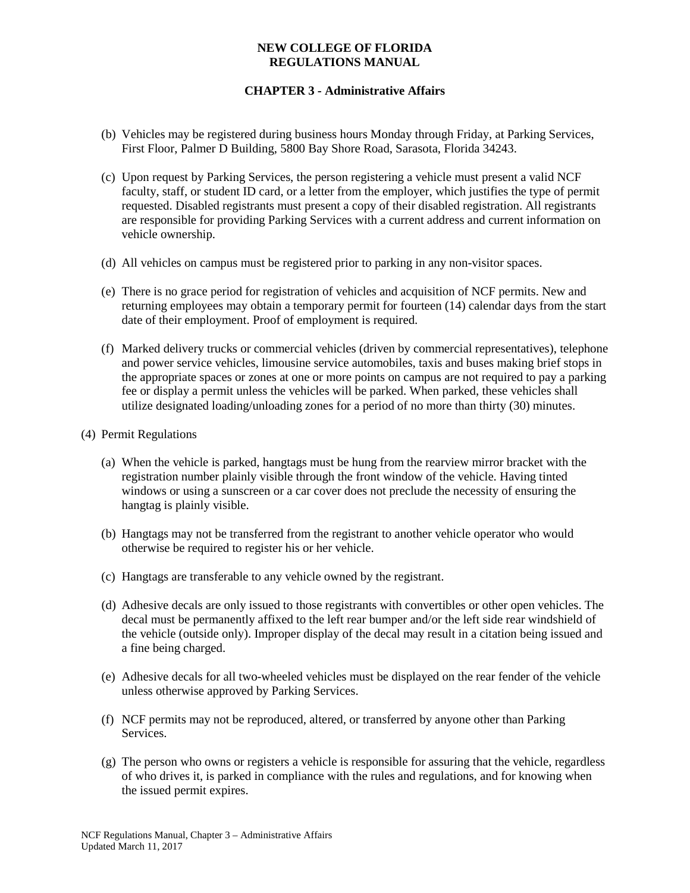(b) Vehicles may be registered during business hours Monday through Friday, at Parking Services, First Floor, Palmer D Building, 5800 Bay Shore Road, Sarasota, Florida 34243.

(c) Upon request by Parking Services, the person registering a vehicle must present a valid NCF faculty, staff, or student ID card, or a letter from the employer, which justifies the type of permit requested. Disabled registrants must present a copy of their disabled registration. All registrants are responsible for providing Parking Services with a current address and current information on vehicle ownership.

(d) All vehicles on campus must be registered prior to parking in any non-visitor spaces.

(e) There is no grace period for registration of vehicles and acquisition of NCF permits. New and returning employees may obtain a temporary permit for fourteen (14) calendar days from the start date of their employment. Proof of employment is required.

(f) Marked delivery trucks or commercial vehicles (driven by commercial representatives), telephone and power service vehicles, limousine service automobiles, taxis and buses making brief stops in the appropriate spaces or zones at one or more points on campus are not required to pay a parking fee or display a permit unless the vehicles will be parked. When parked, these vehicles shall utilize designated loading/unloading zones for a period of no more than thirty (30) minutes.

(4) Permit Regulations

(a) When the vehicle is parked, hangtags must be hung from the rearview mirror bracket with the registration number plainly visible through the front window of the vehicle. Having tinted windows or using a sunscreen or a car cover does not preclude the necessity of ensuring the hangtag is plainly visible.

(b) Hangtags may not be transferred from the registrant to another vehicle operator who would otherwise be required to register his or her vehicle.

(c) Hangtags are transferable to any vehicle owned by the registrant.

(d) Adhesive decals are only issued to those registrants with convertibles or other open vehicles. The decal must be permanently affixed to the left rear bumper and/or the left side rear windshield of the vehicle (outside only). Improper display of the decal may result in a citation being issued and a fine being charged.

(e) Adhesive decals for all two-wheeled vehicles must be displayed on the rear fender of the vehicle unless otherwise approved by Parking Services.

(f) NCF permits may not be reproduced, altered, or transferred by anyone other than Parking Services.

(g) The person who owns or registers a vehicle is responsible for assuring that the vehicle, regardless of who drives it, is parked in compliance with the rules and regulations, and for knowing when the issued permit expires.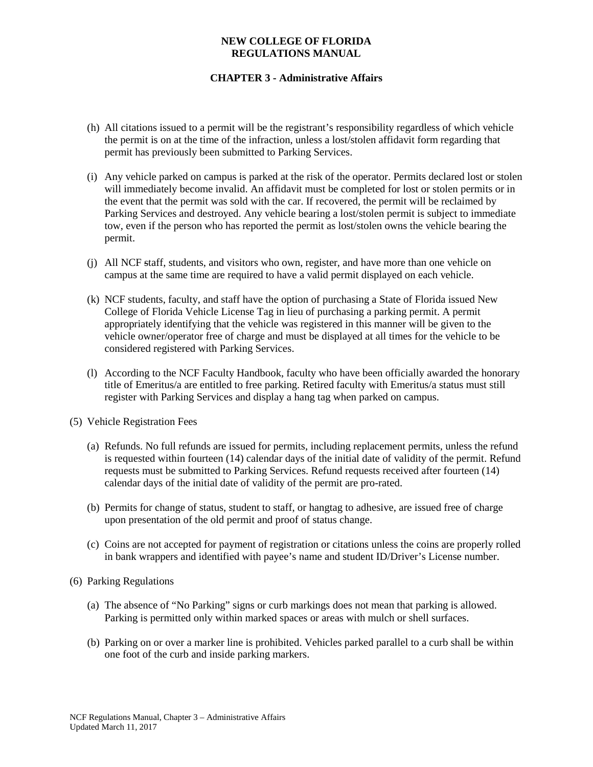(h) All citations issued to a permit will be the registrant's responsibility regardless of which vehicle the permit is on at the time of the infraction, unless a lost/stolen affidavit form regarding that permit has previously been submitted to Parking Services.

(i) Any vehicle parked on campus is parked at the risk of the operator. Permits declared lost or stolen will immediately become invalid. An affidavit must be completed for lost or stolen permits or in the event that the permit was sold with the car. If recovered, the permit will be reclaimed by Parking Services and destroyed. Any vehicle bearing a lost/stolen permit is subject to immediate tow, even if the person who has reported the permit as lost/stolen owns the vehicle bearing the permit.

(j) All NCF staff, students, and visitors who own, register, and have more than one vehicle on campus at the same time are required to have a valid permit displayed on each vehicle.

(k) NCF students, faculty, and staff have the option of purchasing a State of Florida issued New College of Florida Vehicle License Tag in lieu of purchasing a parking permit. A permit appropriately identifying that the vehicle was registered in this manner will be given to the vehicle owner/operator free of charge and must be displayed at all times for the vehicle to be considered registered with Parking Services.

(l) According to the NCF Faculty Handbook, faculty who have been officially awarded the honorary title of Emeritus/a are entitled to free parking. Retired faculty with Emeritus/a status must still register with Parking Services and display a hang tag when parked on campus.

(5) Vehicle Registration Fees

(a) Refunds. No full refunds are issued for permits, including replacement permits, unless the refund is requested within fourteen (14) calendar days of the initial date of validity of the permit. Refund requests must be submitted to Parking Services. Refund requests received after fourteen (14) calendar days of the initial date of validity of the permit are pro-rated.

(b) Permits for change of status, student to staff, or hangtag to adhesive, are issued free of charge upon presentation of the old permit and proof of status change.

(c) Coins are not accepted for payment of registration or citations unless the coins are properly rolled in bank wrappers and identified with payee's name and student ID/Driver's License number.

(6) Parking Regulations

(a) The absence of "No Parking" signs or curb markings does not mean that parking is allowed. Parking is permitted only within marked spaces or areas with mulch or shell surfaces.

(b) Parking on or over a marker line is prohibited. Vehicles parked parallel to a curb shall be within one foot of the curb and inside parking markers.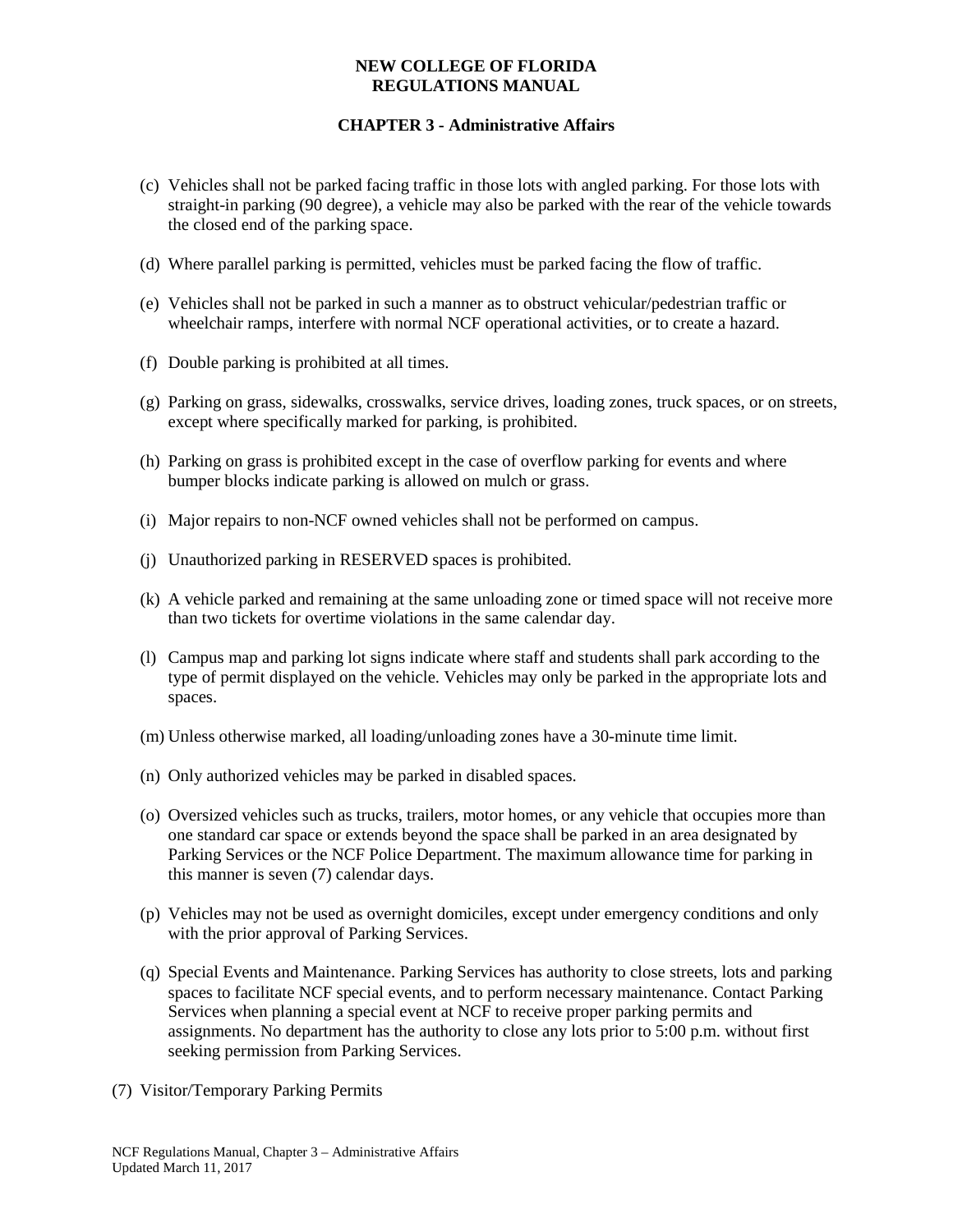(c) Vehicles shall not be parked facing traffic in those lots with angled parking. For those lots with straight-in parking (90 degree), a vehicle may also be parked with the rear of the vehicle towards the closed end of the parking space.

(d) Where parallel parking is permitted, vehicles must be parked facing the flow of traffic.

(e) Vehicles shall not be parked in such a manner as to obstruct vehicular/pedestrian traffic or wheelchair ramps, interfere with normal NCF operational activities, or to create a hazard.

(f) Double parking is prohibited at all times.

(g) Parking on grass, sidewalks, crosswalks, service drives, loading zones, truck spaces, or on streets, except where specifically marked for parking, is prohibited.

(h) Parking on grass is prohibited except in the case of overflow parking for events and where bumper blocks indicate parking is allowed on mulch or grass.

(i) Major repairs to non-NCF owned vehicles shall not be performed on campus.

(j) Unauthorized parking in RESERVED spaces is prohibited.

(k) A vehicle parked and remaining at the same unloading zone or timed space will not receive more than two tickets for overtime violations in the same calendar day.

(l) Campus map and parking lot signs indicate where staff and students shall park according to the type of permit displayed on the vehicle. Vehicles may only be parked in the appropriate lots and spaces.

(m) Unless otherwise marked, all loading/unloading zones have a 30-minute time limit.

(n) Only authorized vehicles may be parked in disabled spaces.

(o) Oversized vehicles such as trucks, trailers, motor homes, or any vehicle that occupies more than one standard car space or extends beyond the space shall be parked in an area designated by Parking Services or the NCF Police Department. The maximum allowance time for parking in this manner is seven (7) calendar days.

(p) Vehicles may not be used as overnight domiciles, except under emergency conditions and only with the prior approval of Parking Services.

(q) Special Events and Maintenance. Parking Services has authority to close streets, lots and parking spaces to facilitate NCF special events, and to perform necessary maintenance. Contact Parking Services when planning a special event at NCF to receive proper parking permits and assignments. No department has the authority to close any lots prior to 5:00 p.m. without first seeking permission from Parking Services.

(7) Visitor/Temporary Parking Permits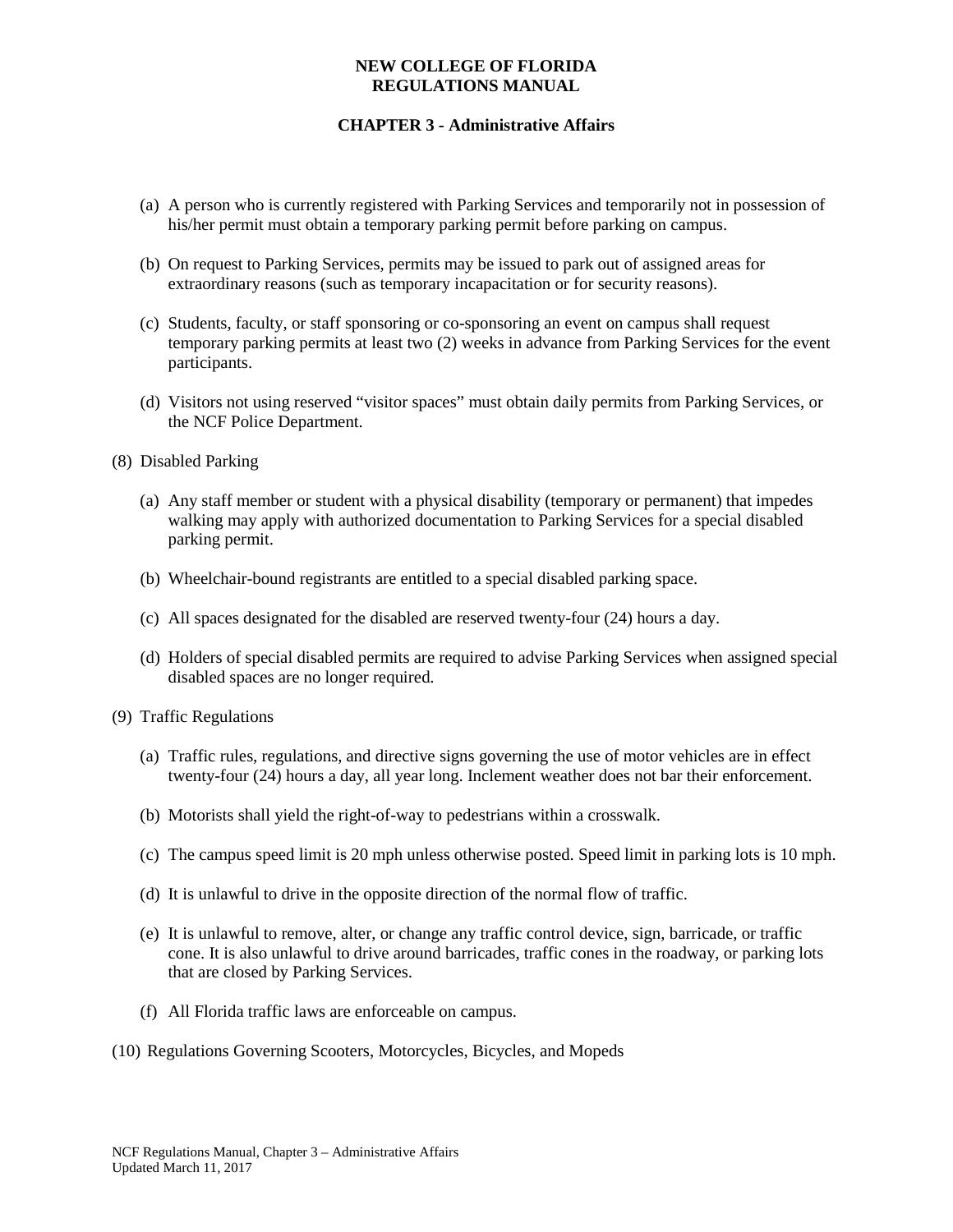(a) A person who is currently registered with Parking Services and temporarily not in possession of his/her permit must obtain a temporary parking permit before parking on campus.

(b) On request to Parking Services, permits may be issued to park out of assigned areas for extraordinary reasons (such as temporary incapacitation or for security reasons).

(c) Students, faculty, or staff sponsoring or co-sponsoring an event on campus shall request temporary parking permits at least two (2) weeks in advance from Parking Services for the event participants.

(d) Visitors not using reserved "visitor spaces" must obtain daily permits from Parking Services, or the NCF Police Department.

(8) Disabled Parking

(a) Any staff member or student with a physical disability (temporary or permanent) that impedes walking may apply with authorized documentation to Parking Services for a special disabled parking permit.

(b) Wheelchair-bound registrants are entitled to a special disabled parking space.

(c) All spaces designated for the disabled are reserved twenty-four (24) hours a day.

(d) Holders of special disabled permits are required to advise Parking Services when assigned special disabled spaces are no longer required.

(9) Traffic Regulations

(a) Traffic rules, regulations, and directive signs governing the use of motor vehicles are in effect twenty-four (24) hours a day, all year long. Inclement weather does not bar their enforcement.

(b) Motorists shall yield the right-of-way to pedestrians within a crosswalk.

(c) The campus speed limit is 20 mph unless otherwise posted. Speed limit in parking lots is 10 mph.

(d) It is unlawful to drive in the opposite direction of the normal flow of traffic.

(e) It is unlawful to remove, alter, or change any traffic control device, sign, barricade, or traffic cone. It is also unlawful to drive around barricades, traffic cones in the roadway, or parking lots that are closed by Parking Services.

(f) All Florida traffic laws are enforceable on campus.

(10) Regulations Governing Scooters, Motorcycles, Bicycles, and Mopeds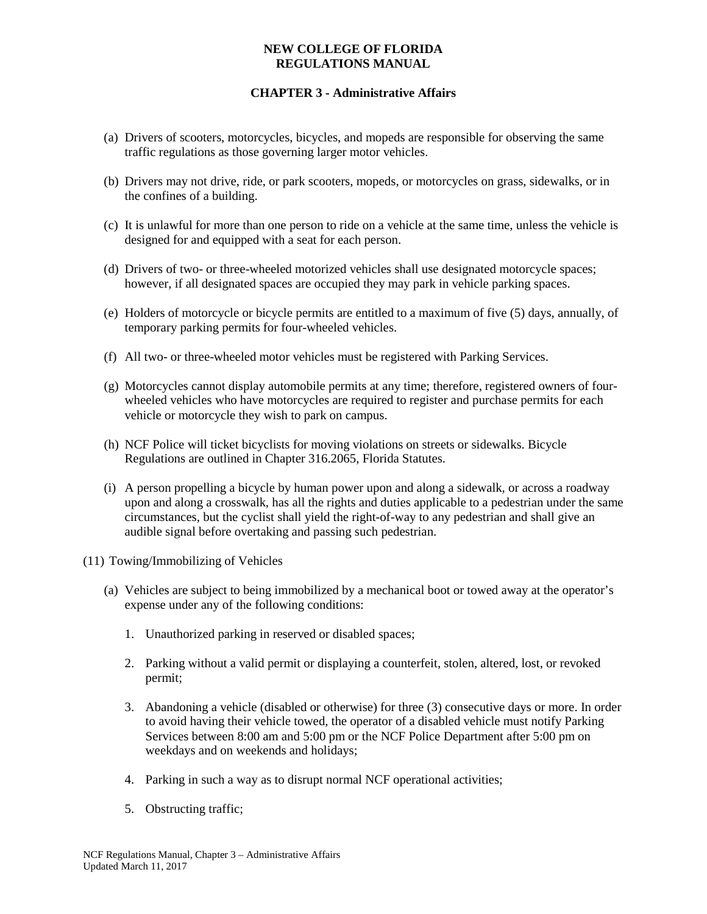(a) Drivers of scooters, motorcycles, bicycles, and mopeds are responsible for observing the same traffic regulations as those governing larger motor vehicles.

(b) Drivers may not drive, ride, or park scooters, mopeds, or motorcycles on grass, sidewalks, or in the confines of a building.

(c) It is unlawful for more than one person to ride on a vehicle at the same time, unless the vehicle is designed for and equipped with a seat for each person.

(d) Drivers of two- or three-wheeled motorized vehicles shall use designated motorcycle spaces; however, if all designated spaces are occupied they may park in vehicle parking spaces.

(e) Holders of motorcycle or bicycle permits are entitled to a maximum of five (5) days, annually, of temporary parking permits for four-wheeled vehicles.

(f) All two- or three-wheeled motor vehicles must be registered with Parking Services.

(g) Motorcycles cannot display automobile permits at any time; therefore, registered owners of four-wheeled vehicles who have motorcycles are required to register and purchase permits for each vehicle or motorcycle they wish to park on campus.

(h) NCF Police will ticket bicyclists for moving violations on streets or sidewalks. Bicycle Regulations are outlined in Chapter 316.2065, Florida Statutes.

(i) A person propelling a bicycle by human power upon and along a sidewalk, or across a roadway upon and along a crosswalk, has all the rights and duties applicable to a pedestrian under the same circumstances, but the cyclist shall yield the right-of-way to any pedestrian and shall give an audible signal before overtaking and passing such pedestrian.

(11) Towing/Immobilizing of Vehicles

(a) Vehicles are subject to being immobilized by a mechanical boot or towed away at the operator's expense under any of the following conditions:

1. Unauthorized parking in reserved or disabled spaces;

2. Parking without a valid permit or displaying a counterfeit, stolen, altered, lost, or revoked permit;

3. Abandoning a vehicle (disabled or otherwise) for three (3) consecutive days or more. In order to avoid having their vehicle towed, the operator of a disabled vehicle must notify Parking Services between 8:00 am and 5:00 pm or the NCF Police Department after 5:00 pm on weekdays and on weekends and holidays;

4. Parking in such a way as to disrupt normal NCF operational activities;

5. Obstructing traffic;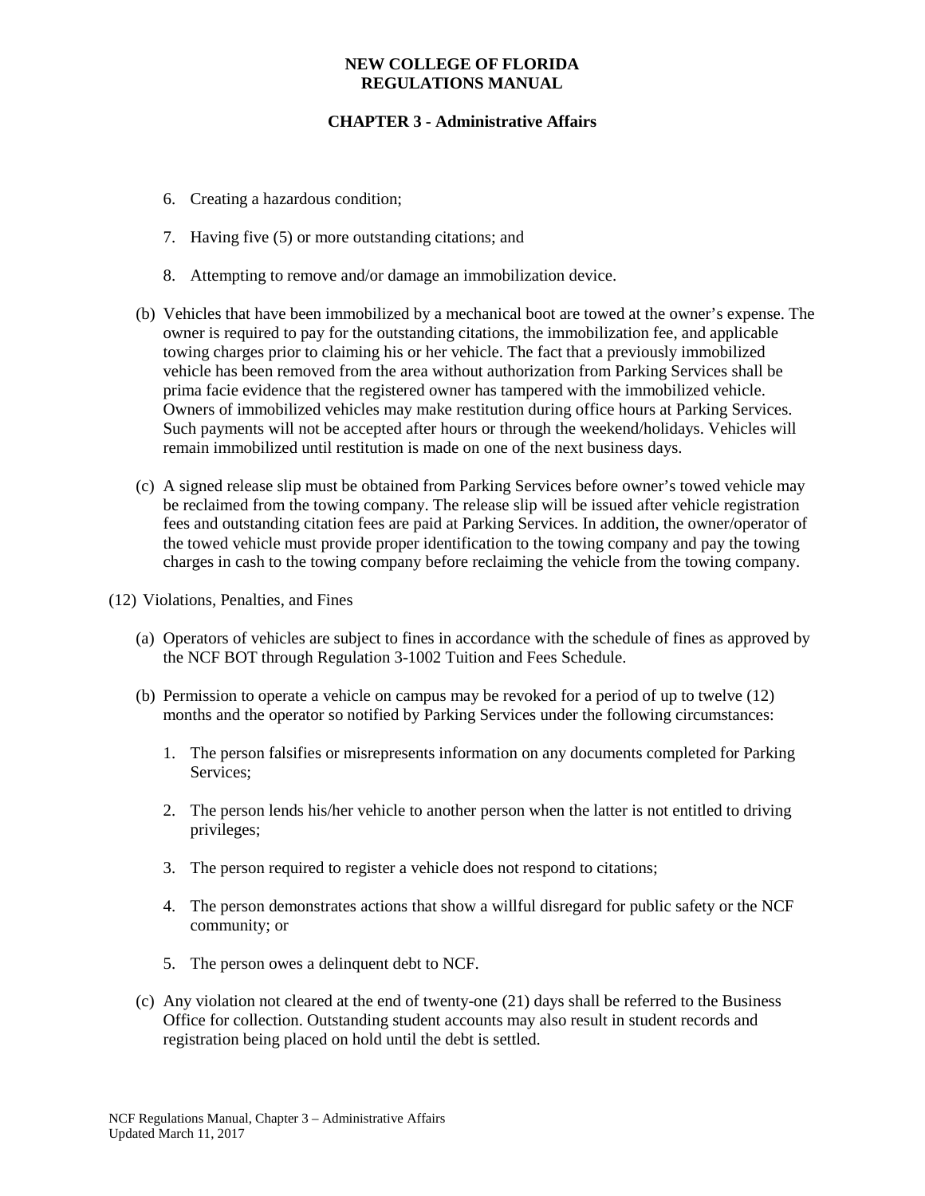6. Creating a hazardous condition;

7. Having five (5) or more outstanding citations; and

8. Attempting to remove and/or damage an immobilization device.

(b) Vehicles that have been immobilized by a mechanical boot are towed at the owner's expense. The owner is required to pay for the outstanding citations, the immobilization fee, and applicable towing charges prior to claiming his or her vehicle. The fact that a previously immobilized vehicle has been removed from the area without authorization from Parking Services shall be prima facie evidence that the registered owner has tampered with the immobilized vehicle. Owners of immobilized vehicles may make restitution during office hours at Parking Services. Such payments will not be accepted after hours or through the weekend/holidays. Vehicles will remain immobilized until restitution is made on one of the next business days.

(c) A signed release slip must be obtained from Parking Services before owner's towed vehicle may be reclaimed from the towing company. The release slip will be issued after vehicle registration fees and outstanding citation fees are paid at Parking Services. In addition, the owner/operator of the towed vehicle must provide proper identification to the towing company and pay the towing charges in cash to the towing company before reclaiming the vehicle from the towing company.

(12) Violations, Penalties, and Fines

(a) Operators of vehicles are subject to fines in accordance with the schedule of fines as approved by the NCF BOT through Regulation 3-1002 Tuition and Fees Schedule.

(b) Permission to operate a vehicle on campus may be revoked for a period of up to twelve (12) months and the operator so notified by Parking Services under the following circumstances:

1. The person falsifies or misrepresents information on any documents completed for Parking Services;

2. The person lends his/her vehicle to another person when the latter is not entitled to driving privileges;

3. The person required to register a vehicle does not respond to citations;

4. The person demonstrates actions that show a willful disregard for public safety or the NCF community; or

5. The person owes a delinquent debt to NCF.

(c) Any violation not cleared at the end of twenty-one (21) days shall be referred to the Business Office for collection. Outstanding student accounts may also result in student records and registration being placed on hold until the debt is settled.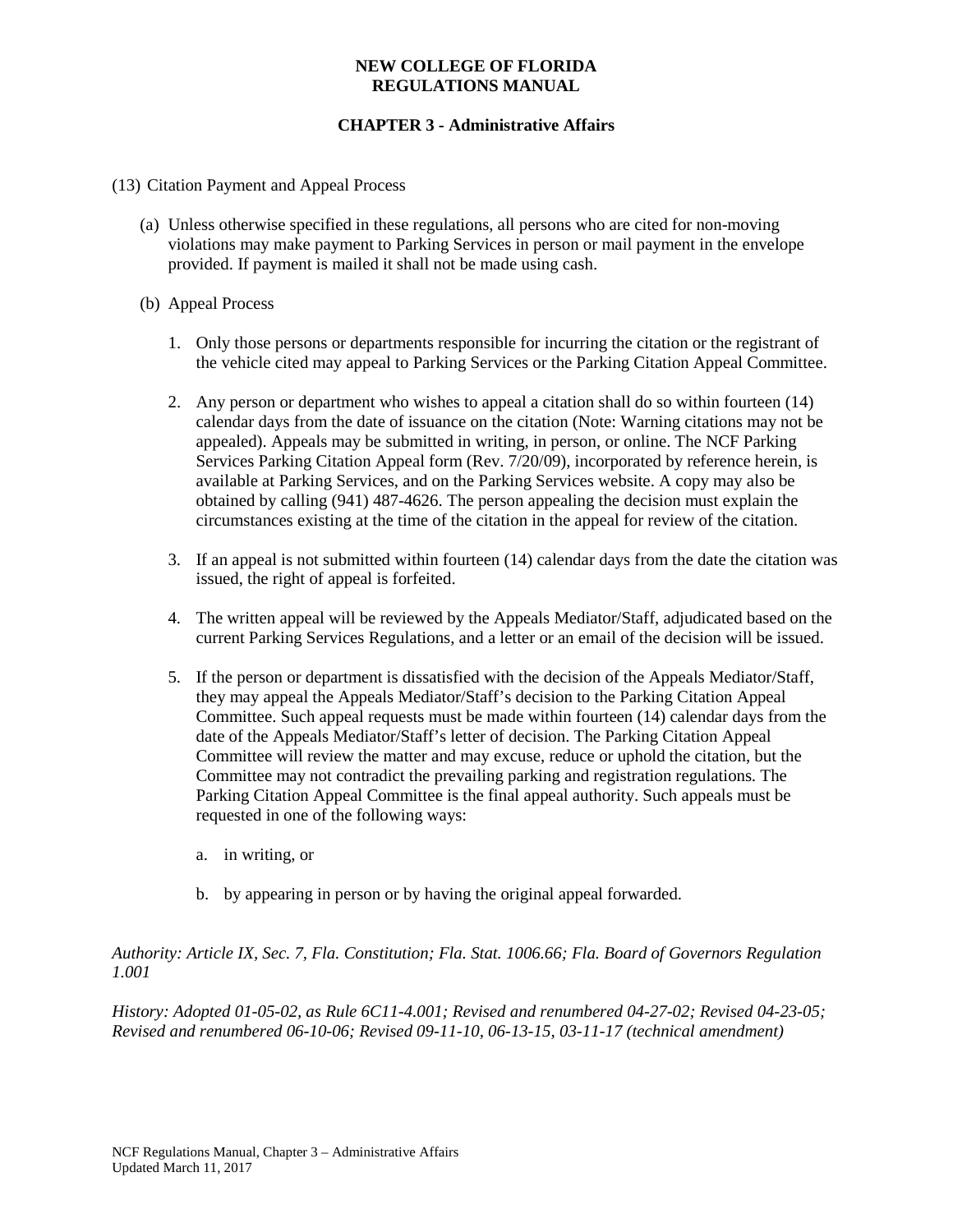**NEW COLLEGE OF FLORIDA**
**REGULATIONS MANUAL**

**CHAPTER 3 - Administrative Affairs**

(13) Citation Payment and Appeal Process

(a) Unless otherwise specified in these regulations, all persons who are cited for non-moving violations may make payment to Parking Services in person or mail payment in the envelope provided. If payment is mailed it shall not be made using cash.

(b) Appeal Process

1. Only those persons or departments responsible for incurring the citation or the registrant of the vehicle cited may appeal to Parking Services or the Parking Citation Appeal Committee.

2. Any person or department who wishes to appeal a citation shall do so within fourteen (14) calendar days from the date of issuance on the citation (Note: Warning citations may not be appealed). Appeals may be submitted in writing, in person, or online. The NCF Parking Services Parking Citation Appeal form (Rev. 7/20/09), incorporated by reference herein, is available at Parking Services, and on the Parking Services website. A copy may also be obtained by calling (941) 487-4626. The person appealing the decision must explain the circumstances existing at the time of the citation in the appeal for review of the citation.

3. If an appeal is not submitted within fourteen (14) calendar days from the date the citation was issued, the right of appeal is forfeited.

4. The written appeal will be reviewed by the Appeals Mediator/Staff, adjudicated based on the current Parking Services Regulations, and a letter or an email of the decision will be issued.

5. If the person or department is dissatisfied with the decision of the Appeals Mediator/Staff, they may appeal the Appeals Mediator/Staff's decision to the Parking Citation Appeal Committee. Such appeal requests must be made within fourteen (14) calendar days from the date of the Appeals Mediator/Staff's letter of decision. The Parking Citation Appeal Committee will review the matter and may excuse, reduce or uphold the citation, but the Committee may not contradict the prevailing parking and registration regulations. The Parking Citation Appeal Committee is the final appeal authority. Such appeals must be requested in one of the following ways:

   a. in writing, or

   b. by appearing in person or by having the original appeal forwarded.

*Authority: Article IX, Sec. 7, Fla. Constitution; Fla. Stat. 1006.66; Fla. Board of Governors Regulation 1.001*

*History: Adopted 01-05-02, as Rule 6C11-4.001; Revised and renumbered 04-27-02; Revised 04-23-05; Revised and renumbered 06-10-06; Revised 09-11-10, 06-13-15, 03-11-17 (technical amendment)*